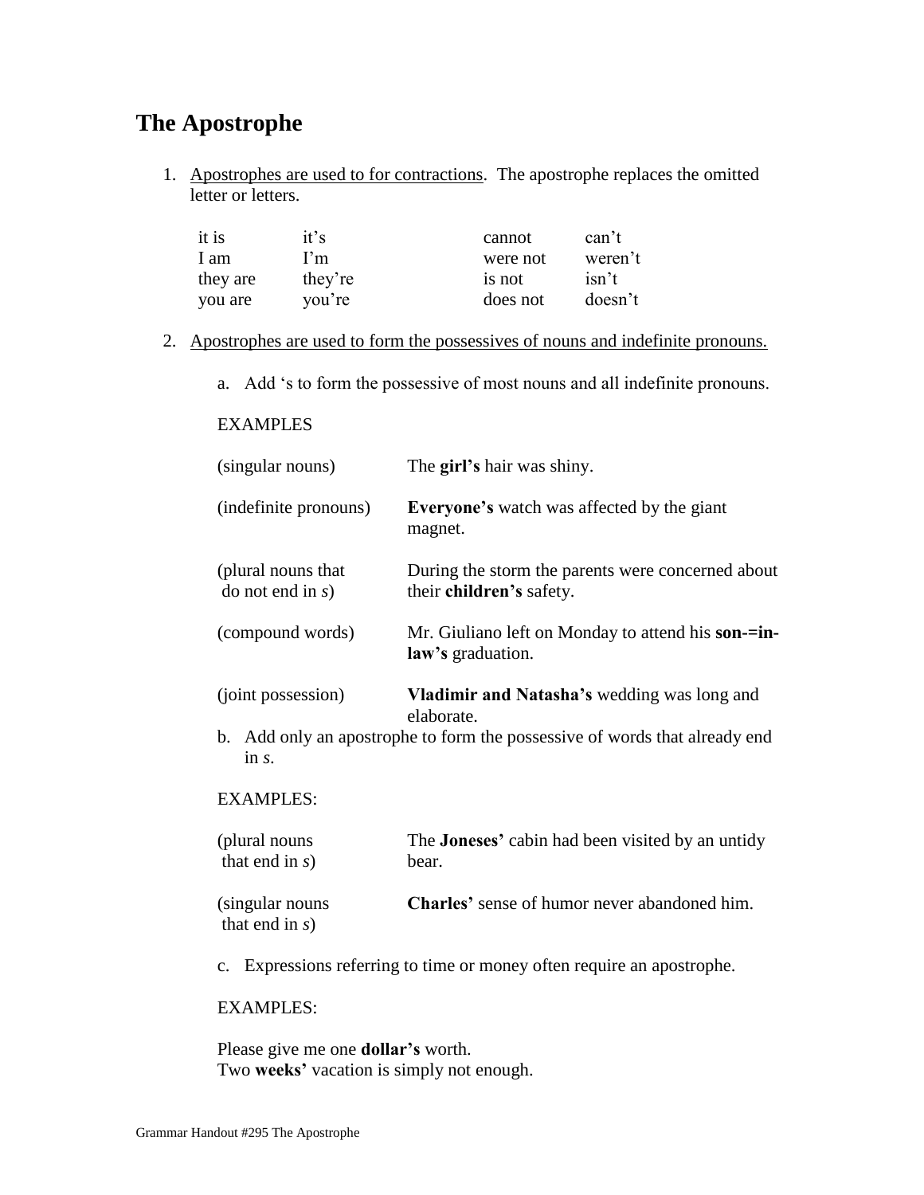# The Apostrophe

1. <u>Apostrophes are used to for contractions</u>. The apostrophe replaces the omitted letter or letters.

| | | | |
|---|---|---|---|
| it is | it's | cannot | can't |
| I am | I'm | were not | weren't |
| they are | they're | is not | isn't |
| you are | you're | does not | doesn't |

2. <u>Apostrophes are used to form the possessives of nouns and indefinite pronouns.</u>

   a. Add 's to form the possessive of most nouns and all indefinite pronouns.

   EXAMPLES

   | | |
   |---|---|
   | (singular nouns) | The **girl's** hair was shiny. |
   | (indefinite pronouns) | **Everyone's** watch was affected by the giant magnet. |
   | (plural nouns that do not end in *s*) | During the storm the parents were concerned about their **children's** safety. |
   | (compound words) | Mr. Giuliano left on Monday to attend his **son-=in-law's** graduation. |
   | (joint possession) | **Vladimir and Natasha's** wedding was long and elaborate. |

   b. Add only an apostrophe to form the possessive of words that already end in *s*.

   EXAMPLES:

   | | |
   |---|---|
   | (plural nouns that end in *s*) | The **Joneses'** cabin had been visited by an untidy bear. |
   | (singular nouns that end in *s*) | **Charles'** sense of humor never abandoned him. |

   c. Expressions referring to time or money often require an apostrophe.

   EXAMPLES:

   Please give me one **dollar's** worth.
   Two **weeks'** vacation is simply not enough.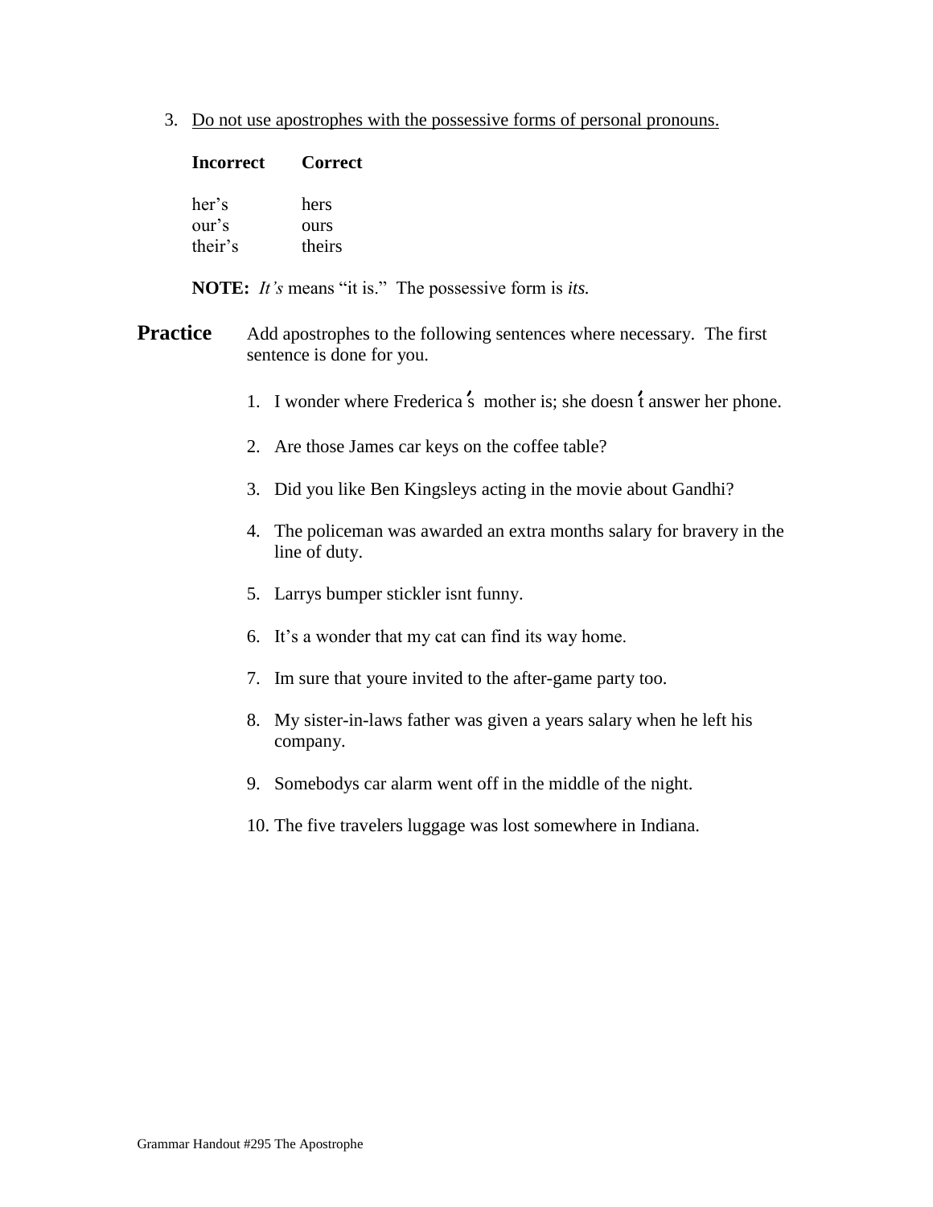3. Do not use apostrophes with the possessive forms of personal pronouns.

| **Incorrect** | **Correct** |
|---|---|
| her's | hers |
| our's | ours |
| their's | theirs |

**NOTE:** *It's* means "it is." The possessive form is *its.*

**Practice** Add apostrophes to the following sentences where necessary. The first sentence is done for you.

1. I wonder where Frederica's mother is; she doesn't answer her phone.
2. Are those James car keys on the coffee table?
3. Did you like Ben Kingsleys acting in the movie about Gandhi?
4. The policeman was awarded an extra months salary for bravery in the line of duty.
5. Larrys bumper stickler isnt funny.
6. It's a wonder that my cat can find its way home.
7. Im sure that youre invited to the after-game party too.
8. My sister-in-laws father was given a years salary when he left his company.
9. Somebodys car alarm went off in the middle of the night.
10. The five travelers luggage was lost somewhere in Indiana.